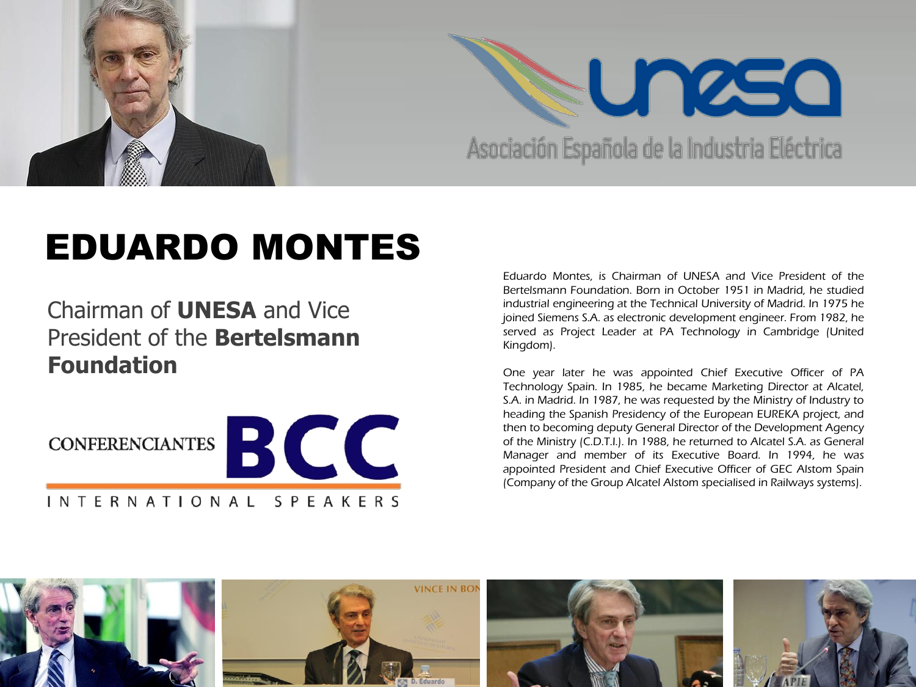unesa

Asociación Española de la Industria Eléctrica

# EDUARDO MONTES

## Chairman of **UNESA** and Vice President of the **Bertelsmann Foundation**

CONFERENCIANTES BCC

INTERNATIONAL SPEAKERS

Eduardo Montes, is Chairman of UNESA and Vice President of the Bertelsmann Foundation. Born in October 1951 in Madrid, he studied industrial engineering at the Technical University of Madrid. In 1975 he joined Siemens S.A. as electronic development engineer. From 1982, he served as Project Leader at PA Technology in Cambridge (United Kingdom).

One year later he was appointed Chief Executive Officer of PA Technology Spain. In 1985, he became Marketing Director at Alcatel, S.A. in Madrid. In 1987, he was requested by the Ministry of Industry to heading the Spanish Presidency of the European EUREKA project, and then to becoming deputy General Director of the Development Agency of the Ministry (C.D.T.I.). In 1988, he returned to Alcatel S.A. as General Manager and member of its Executive Board. In 1994, he was appointed President and Chief Executive Officer of GEC Alstom Spain (Company of the Group Alcatel Alstom specialised in Railways systems).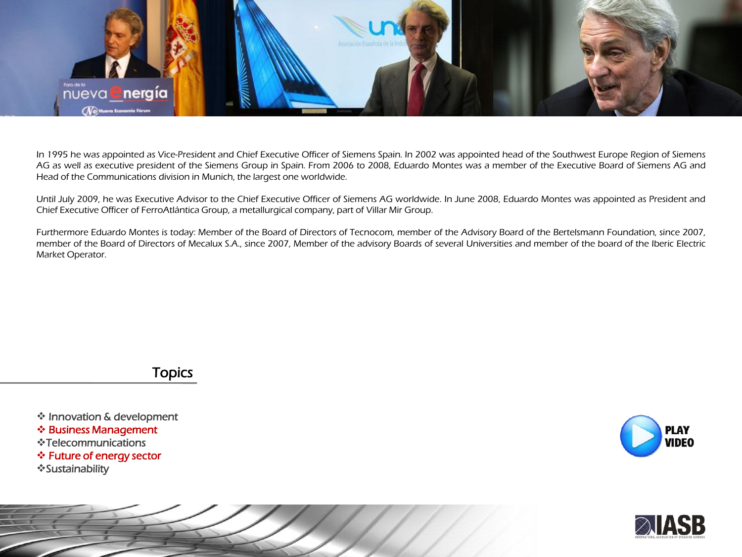In 1995 he was appointed as Vice-President and Chief Executive Officer of Siemens Spain. In 2002 was appointed head of the Southwest Europe Region of Siemens AG as well as executive president of the Siemens Group in Spain. From 2006 to 2008, Eduardo Montes was a member of the Executive Board of Siemens AG and Head of the Communications division in Munich, the largest one worldwide.

Until July 2009, he was Executive Advisor to the Chief Executive Officer of Siemens AG worldwide. In June 2008, Eduardo Montes was appointed as President and Chief Executive Officer of FerroAtlántica Group, a metallurgical company, part of Villar Mir Group.

Furthermore Eduardo Montes is today: Member of the Board of Directors of Tecnocom, member of the Advisory Board of the Bertelsmann Foundation, since 2007, member of the Board of Directors of Mecalux S.A., since 2007, Member of the advisory Boards of several Universities and member of the board of the Iberic Electric Market Operator.

## Topics

- ❖ Innovation & development
- ❖ Business Management
- ❖ Telecommunications
- ❖ Future of energy sector
- ❖ Sustainability

PLAY VIDEO